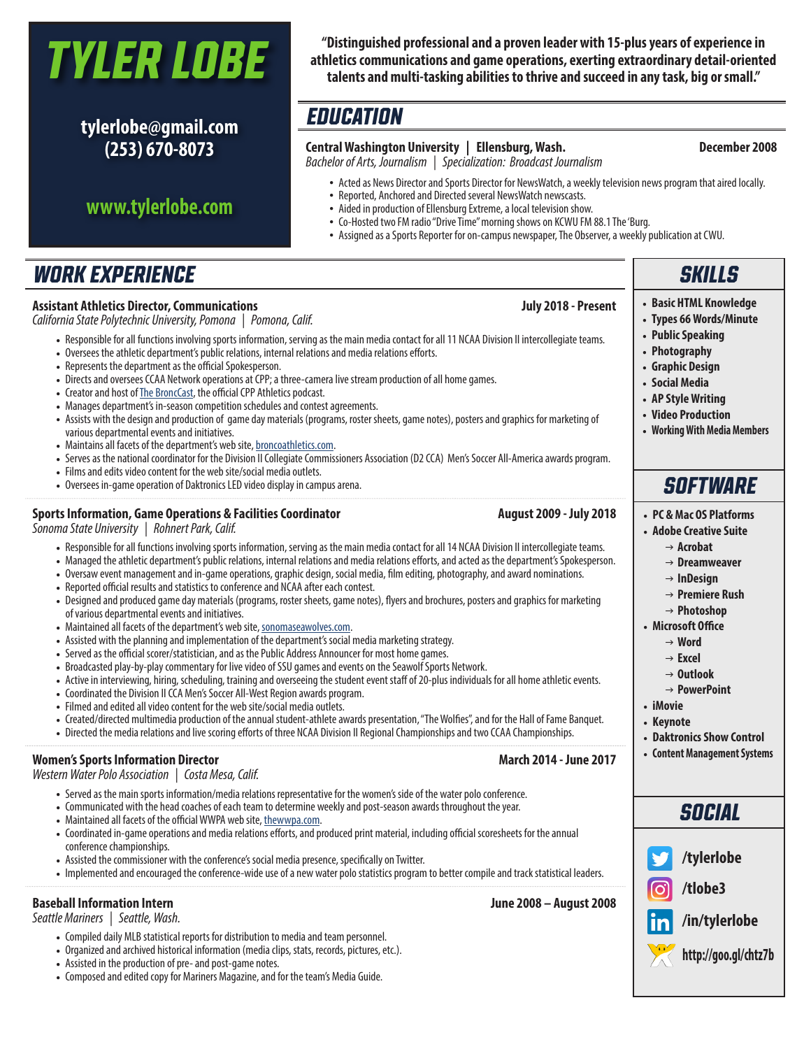# TYLER LOBE

**tylerlobe@gmail.com**
**(253) 670-8073**

**www.tylerlobe.com**

**"Distinguished professional and a proven leader with 15-plus years of experience in athletics communications and game operations, exerting extraordinary detail-oriented talents and multi-tasking abilities to thrive and succeed in any task, big or small."**

## EDUCATION

**Central Washington University | Ellensburg, Wash.** — **December 2008**
*Bachelor of Arts, Journalism | Specialization: Broadcast Journalism*

- Acted as News Director and Sports Director for NewsWatch, a weekly television news program that aired locally.
- Reported, Anchored and Directed several NewsWatch newscasts.
- Aided in production of Ellensburg Extreme, a local television show.
- Co-Hosted two FM radio "Drive Time" morning shows on KCWU FM 88.1 The 'Burg.
- Assigned as a Sports Reporter for on-campus newspaper, The Observer, a weekly publication at CWU.

## WORK EXPERIENCE

### Assistant Athletics Director, Communications — July 2018 - Present
*California State Polytechnic University, Pomona | Pomona, Calif.*

- Responsible for all functions involving sports information, serving as the main media contact for all 11 NCAA Division II intercollegiate teams.
- Oversees the athletic department's public relations, internal relations and media relations efforts.
- Represents the department as the official Spokesperson.
- Directs and oversees CCAA Network operations at CPP; a three-camera live stream production of all home games.
- Creator and host of The BroncCast, the official CPP Athletics podcast.
- Manages department's in-season competition schedules and contest agreements.
- Assists with the design and production of game day materials (programs, roster sheets, game notes), posters and graphics for marketing of various departmental events and initiatives.
- Maintains all facets of the department's web site, broncoathletics.com.
- Serves as the national coordinator for the Division II Collegiate Commissioners Association (D2 CCA) Men's Soccer All-America awards program.
- Films and edits video content for the web site/social media outlets.
- Oversees in-game operation of Daktronics LED video display in campus arena.

### Sports Information, Game Operations & Facilities Coordinator — August 2009 - July 2018
*Sonoma State University | Rohnert Park, Calif.*

- Responsible for all functions involving sports information, serving as the main media contact for all 14 NCAA Division II intercollegiate teams.
- Managed the athletic department's public relations, internal relations and media relations efforts, and acted as the department's Spokesperson.
- Oversaw event management and in-game operations, graphic design, social media, film editing, photography, and award nominations.
- Reported official results and statistics to conference and NCAA after each contest.
- Designed and produced game day materials (programs, roster sheets, game notes), flyers and brochures, posters and graphics for marketing of various departmental events and initiatives.
- Maintained all facets of the department's web site, sonomaseawolves.com.
- Assisted with the planning and implementation of the department's social media marketing strategy.
- Served as the official scorer/statistician, and as the Public Address Announcer for most home games.
- Broadcasted play-by-play commentary for live video of SSU games and events on the Seawolf Sports Network.
- Active in interviewing, hiring, scheduling, training and overseeing the student event staff of 20-plus individuals for all home athletic events.
- Coordinated the Division II CCA Men's Soccer All-West Region awards program.
- Filmed and edited all video content for the web site/social media outlets.
- Created/directed multimedia production of the annual student-athlete awards presentation, "The Wolfies", and for the Hall of Fame Banquet.
- Directed the media relations and live scoring efforts of three NCAA Division II Regional Championships and two CCAA Championships.

### Women's Sports Information Director — March 2014 - June 2017
*Western Water Polo Association | Costa Mesa, Calif.*

- Served as the main sports information/media relations representative for the women's side of the water polo conference.
- Communicated with the head coaches of each team to determine weekly and post-season awards throughout the year.
- Maintained all facets of the official WWPA web site, thewwpa.com.
- Coordinated in-game operations and media relations efforts, and produced print material, including official scoresheets for the annual conference championships.
- Assisted the commissioner with the conference's social media presence, specifically on Twitter.
- Implemented and encouraged the conference-wide use of a new water polo statistics program to better compile and track statistical leaders.

### Baseball Information Intern — June 2008 – August 2008
*Seattle Mariners | Seattle, Wash.*

- Compiled daily MLB statistical reports for distribution to media and team personnel.
- Organized and archived historical information (media clips, stats, records, pictures, etc.).
- Assisted in the production of pre- and post-game notes.
- Composed and edited copy for Mariners Magazine, and for the team's Media Guide.

## SKILLS

- Basic HTML Knowledge
- Types 66 Words/Minute
- Public Speaking
- Photography
- Graphic Design
- Social Media
- AP Style Writing
- Video Production
- Working With Media Members

## SOFTWARE

- PC & Mac OS Platforms
- Adobe Creative Suite
  - → Acrobat
  - → Dreamweaver
  - → InDesign
  - → Premiere Rush
  - → Photoshop
- Microsoft Office
  - → Word
  - → Excel
  - → Outlook
  - → PowerPoint
- iMovie
- Keynote
- Daktronics Show Control
- Content Management Systems

## SOCIAL

- /tylerlobe
- /tlobe3
- /in/tylerlobe
- http://goo.gl/chtz7b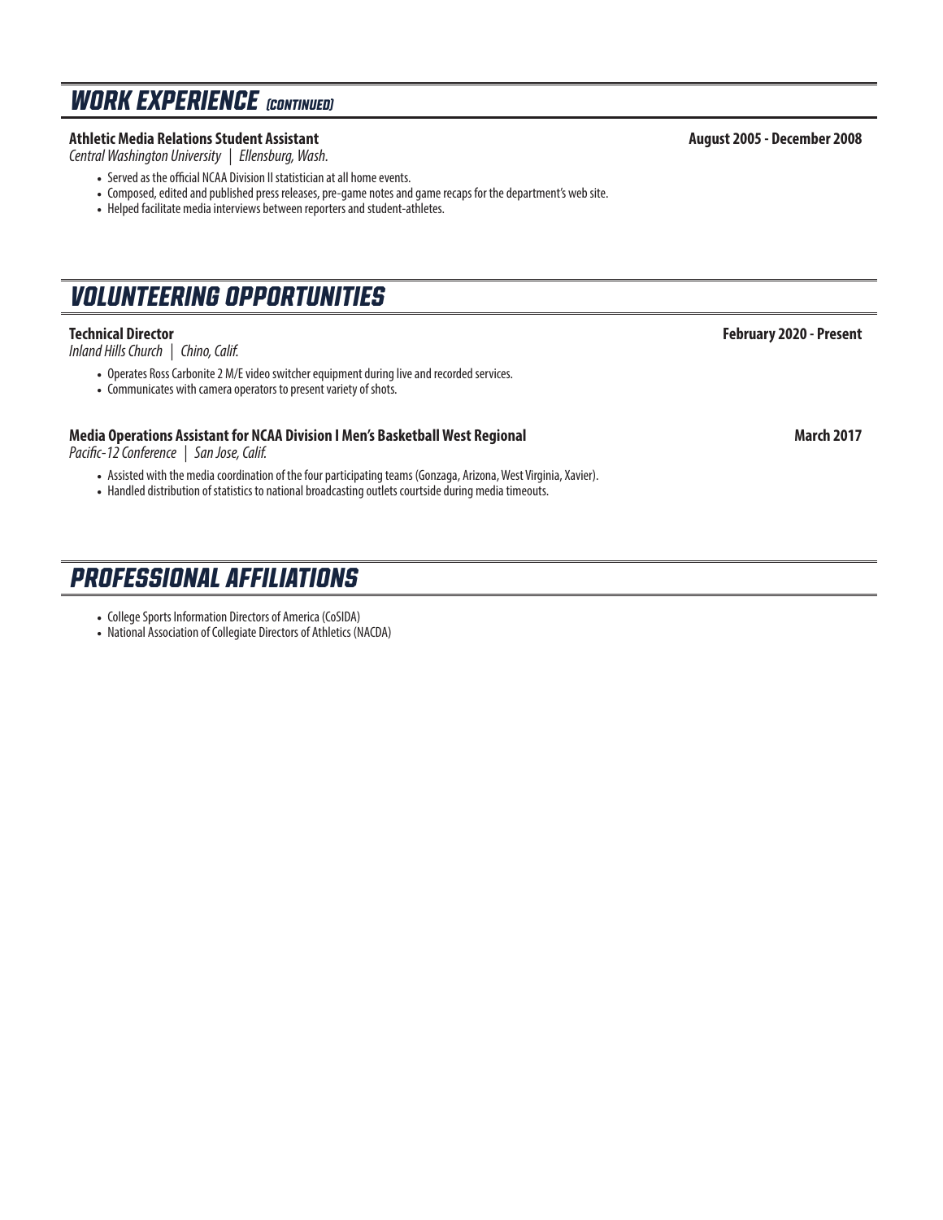## WORK EXPERIENCE *(CONTINUED)*

**Athletic Media Relations Student Assistant** **August 2005 - December 2008**
*Central Washington University | Ellensburg, Wash.*

- Served as the official NCAA Division II statistician at all home events.
- Composed, edited and published press releases, pre-game notes and game recaps for the department's web site.
- Helped facilitate media interviews between reporters and student-athletes.

## VOLUNTEERING OPPORTUNITIES

**Technical Director** **February 2020 - Present**
*Inland Hills Church | Chino, Calif.*

- Operates Ross Carbonite 2 M/E video switcher equipment during live and recorded services.
- Communicates with camera operators to present variety of shots.

**Media Operations Assistant for NCAA Division I Men's Basketball West Regional** **March 2017**
*Pacific-12 Conference | San Jose, Calif.*

- Assisted with the media coordination of the four participating teams (Gonzaga, Arizona, West Virginia, Xavier).
- Handled distribution of statistics to national broadcasting outlets courtside during media timeouts.

## PROFESSIONAL AFFILIATIONS

- College Sports Information Directors of America (CoSIDA)
- National Association of Collegiate Directors of Athletics (NACDA)